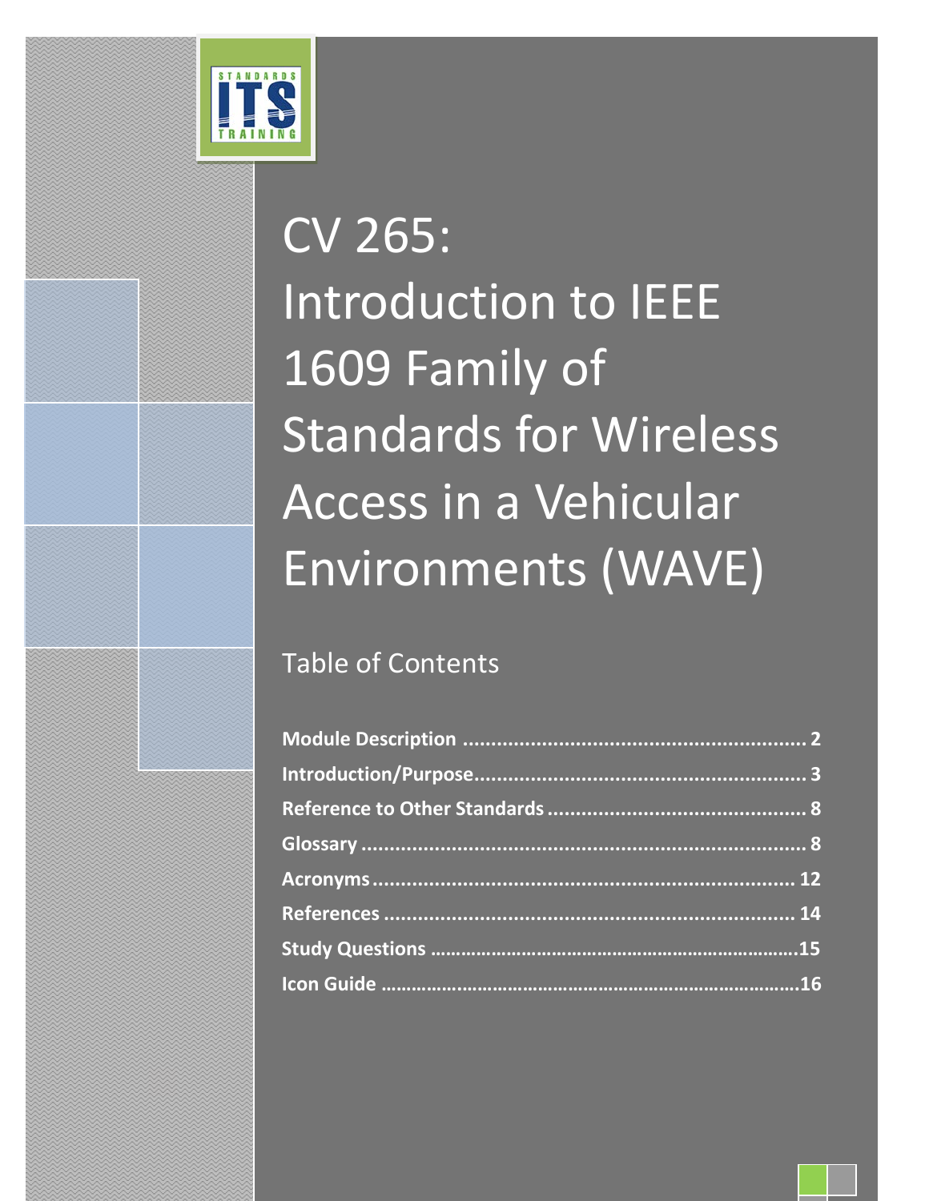# CV 265: Introduction to IEEE 1609 Family of Standards for Wireless Access in a Vehicular Environments (WAVE)

## Table of Contents

**Module Description** ............................................................ **2**
**Introduction/Purpose**.......................................................... **3**
**Reference to Other Standards** ............................................. **8**
**Glossary** ................................................................................ **8**
**Acronyms**.............................................................................. **12**
**References** ............................................................................ **14**
**Study Questions** ………………………………………………………………15
**Icon Guide** ……………………………………………………………………16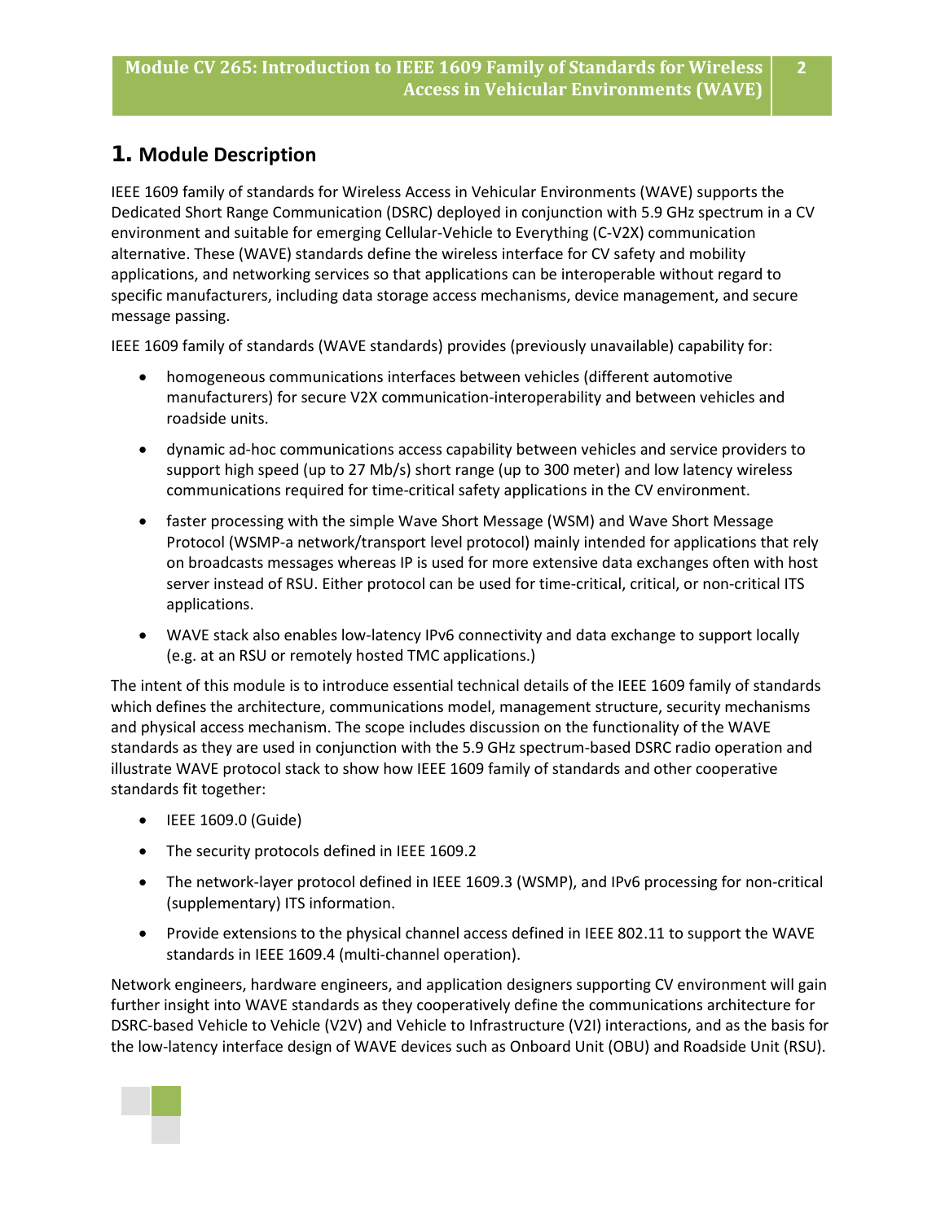## 1. Module Description

IEEE 1609 family of standards for Wireless Access in Vehicular Environments (WAVE) supports the Dedicated Short Range Communication (DSRC) deployed in conjunction with 5.9 GHz spectrum in a CV environment and suitable for emerging Cellular-Vehicle to Everything (C-V2X) communication alternative. These (WAVE) standards define the wireless interface for CV safety and mobility applications, and networking services so that applications can be interoperable without regard to specific manufacturers, including data storage access mechanisms, device management, and secure message passing.

IEEE 1609 family of standards (WAVE standards) provides (previously unavailable) capability for:

- homogeneous communications interfaces between vehicles (different automotive manufacturers) for secure V2X communication-interoperability and between vehicles and roadside units.
- dynamic ad-hoc communications access capability between vehicles and service providers to support high speed (up to 27 Mb/s) short range (up to 300 meter) and low latency wireless communications required for time-critical safety applications in the CV environment.
- faster processing with the simple Wave Short Message (WSM) and Wave Short Message Protocol (WSMP-a network/transport level protocol) mainly intended for applications that rely on broadcasts messages whereas IP is used for more extensive data exchanges often with host server instead of RSU. Either protocol can be used for time-critical, critical, or non-critical ITS applications.
- WAVE stack also enables low-latency IPv6 connectivity and data exchange to support locally (e.g. at an RSU or remotely hosted TMC applications.)

The intent of this module is to introduce essential technical details of the IEEE 1609 family of standards which defines the architecture, communications model, management structure, security mechanisms and physical access mechanism. The scope includes discussion on the functionality of the WAVE standards as they are used in conjunction with the 5.9 GHz spectrum-based DSRC radio operation and illustrate WAVE protocol stack to show how IEEE 1609 family of standards and other cooperative standards fit together:

- IEEE 1609.0 (Guide)
- The security protocols defined in IEEE 1609.2
- The network-layer protocol defined in IEEE 1609.3 (WSMP), and IPv6 processing for non-critical (supplementary) ITS information.
- Provide extensions to the physical channel access defined in IEEE 802.11 to support the WAVE standards in IEEE 1609.4 (multi-channel operation).

Network engineers, hardware engineers, and application designers supporting CV environment will gain further insight into WAVE standards as they cooperatively define the communications architecture for DSRC-based Vehicle to Vehicle (V2V) and Vehicle to Infrastructure (V2I) interactions, and as the basis for the low-latency interface design of WAVE devices such as Onboard Unit (OBU) and Roadside Unit (RSU).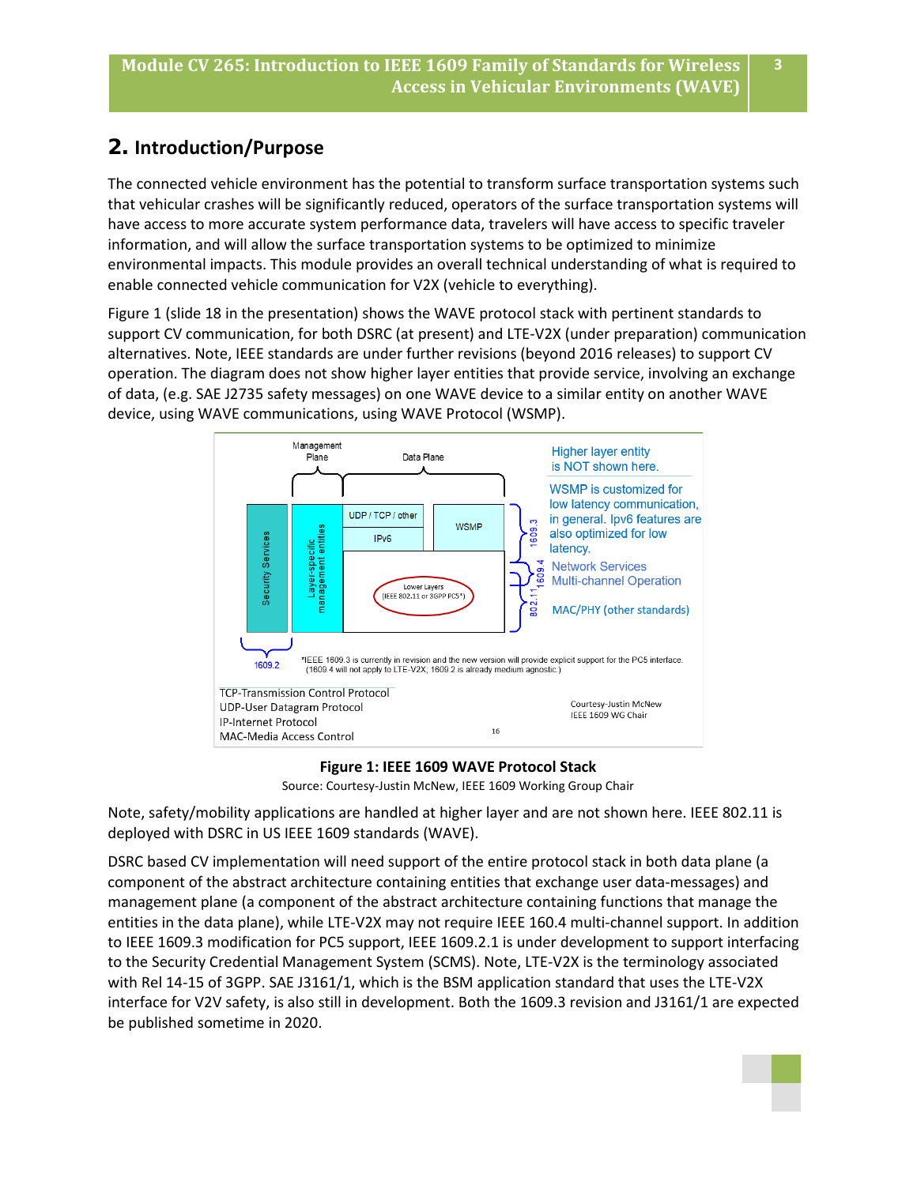## 2. Introduction/Purpose

The connected vehicle environment has the potential to transform surface transportation systems such that vehicular crashes will be significantly reduced, operators of the surface transportation systems will have access to more accurate system performance data, travelers will have access to specific traveler information, and will allow the surface transportation systems to be optimized to minimize environmental impacts. This module provides an overall technical understanding of what is required to enable connected vehicle communication for V2X (vehicle to everything).

Figure 1 (slide 18 in the presentation) shows the WAVE protocol stack with pertinent standards to support CV communication, for both DSRC (at present) and LTE-V2X (under preparation) communication alternatives. Note, IEEE standards are under further revisions (beyond 2016 releases) to support CV operation. The diagram does not show higher layer entities that provide service, involving an exchange of data, (e.g. SAE J2735 safety messages) on one WAVE device to a similar entity on another WAVE device, using WAVE communications, using WAVE Protocol (WSMP).

**Figure 1: IEEE 1609 WAVE Protocol Stack**

Source: Courtesy-Justin McNew, IEEE 1609 Working Group Chair

Note, safety/mobility applications are handled at higher layer and are not shown here. IEEE 802.11 is deployed with DSRC in US IEEE 1609 standards (WAVE).

DSRC based CV implementation will need support of the entire protocol stack in both data plane (a component of the abstract architecture containing entities that exchange user data-messages) and management plane (a component of the abstract architecture containing functions that manage the entities in the data plane), while LTE-V2X may not require IEEE 160.4 multi-channel support. In addition to IEEE 1609.3 modification for PC5 support, IEEE 1609.2.1 is under development to support interfacing to the Security Credential Management System (SCMS). Note, LTE-V2X is the terminology associated with Rel 14-15 of 3GPP. SAE J3161/1, which is the BSM application standard that uses the LTE-V2X interface for V2V safety, is also still in development. Both the 1609.3 revision and J3161/1 are expected be published sometime in 2020.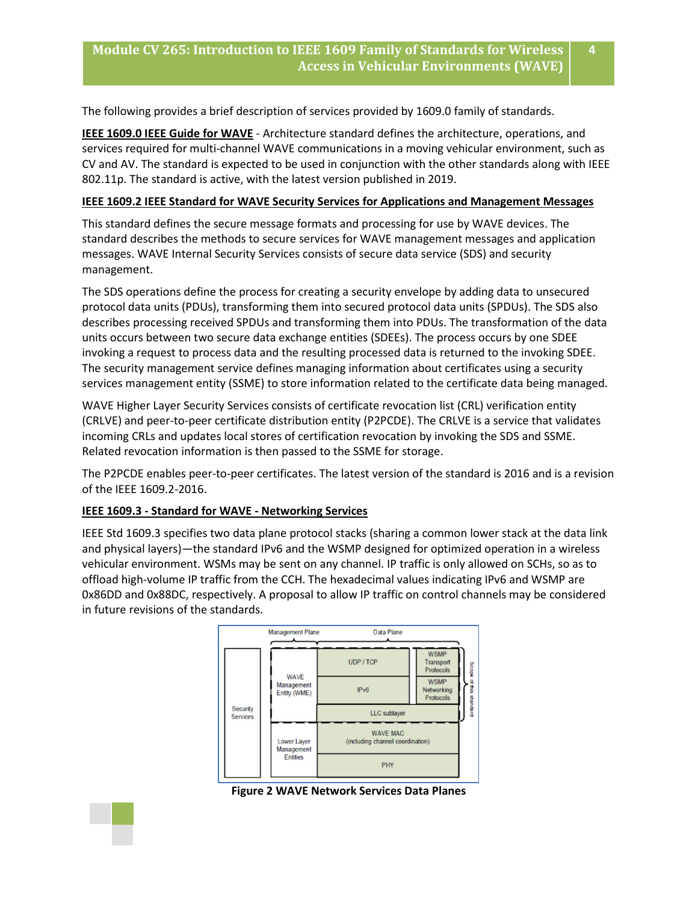The following provides a brief description of services provided by 1609.0 family of standards.

**IEEE 1609.0 IEEE Guide for WAVE** - Architecture standard defines the architecture, operations, and services required for multi-channel WAVE communications in a moving vehicular environment, such as CV and AV. The standard is expected to be used in conjunction with the other standards along with IEEE 802.11p. The standard is active, with the latest version published in 2019.

**IEEE 1609.2 IEEE Standard for WAVE Security Services for Applications and Management Messages**

This standard defines the secure message formats and processing for use by WAVE devices. The standard describes the methods to secure services for WAVE management messages and application messages. WAVE Internal Security Services consists of secure data service (SDS) and security management.

The SDS operations define the process for creating a security envelope by adding data to unsecured protocol data units (PDUs), transforming them into secured protocol data units (SPDUs). The SDS also describes processing received SPDUs and transforming them into PDUs. The transformation of the data units occurs between two secure data exchange entities (SDEEs). The process occurs by one SDEE invoking a request to process data and the resulting processed data is returned to the invoking SDEE. The security management service defines managing information about certificates using a security services management entity (SSME) to store information related to the certificate data being managed.

WAVE Higher Layer Security Services consists of certificate revocation list (CRL) verification entity (CRLVE) and peer-to-peer certificate distribution entity (P2PCDE). The CRLVE is a service that validates incoming CRLs and updates local stores of certification revocation by invoking the SDS and SSME. Related revocation information is then passed to the SSME for storage.

The P2PCDE enables peer-to-peer certificates. The latest version of the standard is 2016 and is a revision of the IEEE 1609.2-2016.

**IEEE 1609.3 - Standard for WAVE - Networking Services**

IEEE Std 1609.3 specifies two data plane protocol stacks (sharing a common lower stack at the data link and physical layers)—the standard IPv6 and the WSMP designed for optimized operation in a wireless vehicular environment. WSMs may be sent on any channel. IP traffic is only allowed on SCHs, so as to offload high-volume IP traffic from the CCH. The hexadecimal values indicating IPv6 and WSMP are 0x86DD and 0x88DC, respectively. A proposal to allow IP traffic on control channels may be considered in future revisions of the standards.

Management Plane | Data Plane

Security Services | WAVE Management Entity (WME) | UDP / TCP | WSMP Transport Protocols | IPv6 | WSMP Networking Protocols | LLC sublayer | Lower Layer Management Entities | WAVE MAC (including channel coordination) | PHY | Scope of this standard

**Figure 2 WAVE Network Services Data Planes**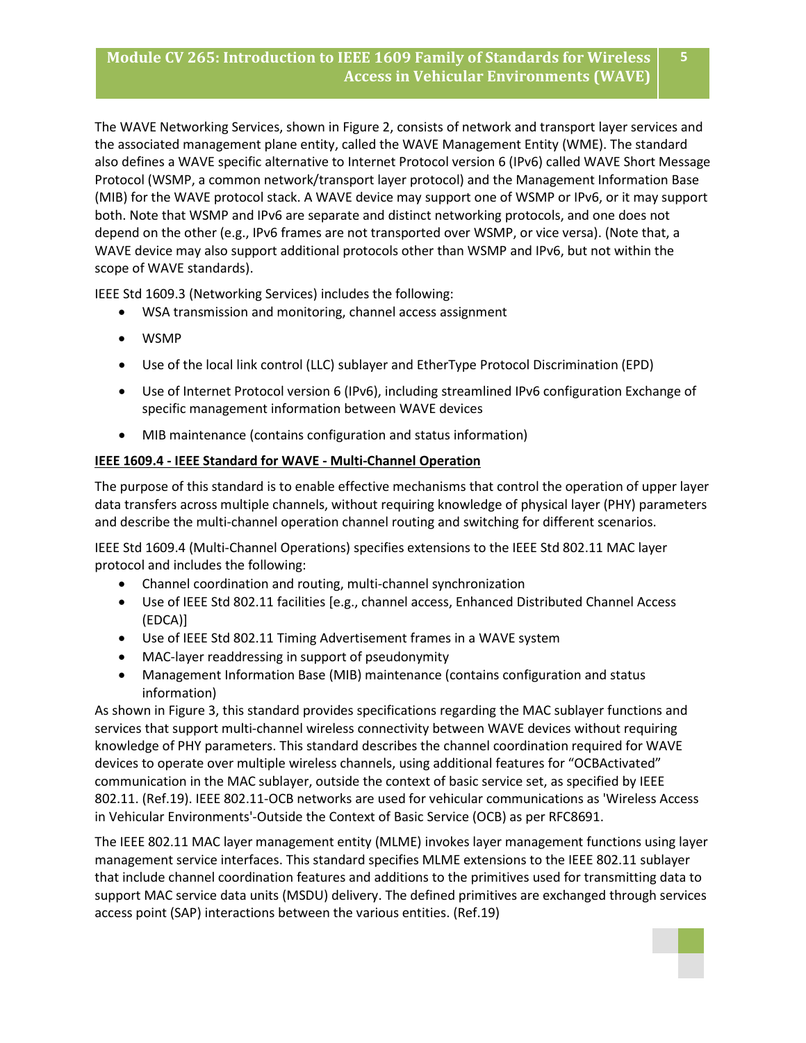The WAVE Networking Services, shown in Figure 2, consists of network and transport layer services and the associated management plane entity, called the WAVE Management Entity (WME). The standard also defines a WAVE specific alternative to Internet Protocol version 6 (IPv6) called WAVE Short Message Protocol (WSMP, a common network/transport layer protocol) and the Management Information Base (MIB) for the WAVE protocol stack. A WAVE device may support one of WSMP or IPv6, or it may support both. Note that WSMP and IPv6 are separate and distinct networking protocols, and one does not depend on the other (e.g., IPv6 frames are not transported over WSMP, or vice versa). (Note that, a WAVE device may also support additional protocols other than WSMP and IPv6, but not within the scope of WAVE standards).

IEEE Std 1609.3 (Networking Services) includes the following:

- WSA transmission and monitoring, channel access assignment
- WSMP
- Use of the local link control (LLC) sublayer and EtherType Protocol Discrimination (EPD)
- Use of Internet Protocol version 6 (IPv6), including streamlined IPv6 configuration Exchange of specific management information between WAVE devices
- MIB maintenance (contains configuration and status information)

**IEEE 1609.4 - IEEE Standard for WAVE - Multi-Channel Operation**

The purpose of this standard is to enable effective mechanisms that control the operation of upper layer data transfers across multiple channels, without requiring knowledge of physical layer (PHY) parameters and describe the multi-channel operation channel routing and switching for different scenarios.

IEEE Std 1609.4 (Multi-Channel Operations) specifies extensions to the IEEE Std 802.11 MAC layer protocol and includes the following:

- Channel coordination and routing, multi-channel synchronization
- Use of IEEE Std 802.11 facilities [e.g., channel access, Enhanced Distributed Channel Access (EDCA)]
- Use of IEEE Std 802.11 Timing Advertisement frames in a WAVE system
- MAC-layer readdressing in support of pseudonymity
- Management Information Base (MIB) maintenance (contains configuration and status information)

As shown in Figure 3, this standard provides specifications regarding the MAC sublayer functions and services that support multi-channel wireless connectivity between WAVE devices without requiring knowledge of PHY parameters. This standard describes the channel coordination required for WAVE devices to operate over multiple wireless channels, using additional features for "OCBActivated" communication in the MAC sublayer, outside the context of basic service set, as specified by IEEE 802.11. (Ref.19). IEEE 802.11-OCB networks are used for vehicular communications as 'Wireless Access in Vehicular Environments'-Outside the Context of Basic Service (OCB) as per RFC8691.

The IEEE 802.11 MAC layer management entity (MLME) invokes layer management functions using layer management service interfaces. This standard specifies MLME extensions to the IEEE 802.11 sublayer that include channel coordination features and additions to the primitives used for transmitting data to support MAC service data units (MSDU) delivery. The defined primitives are exchanged through services access point (SAP) interactions between the various entities. (Ref.19)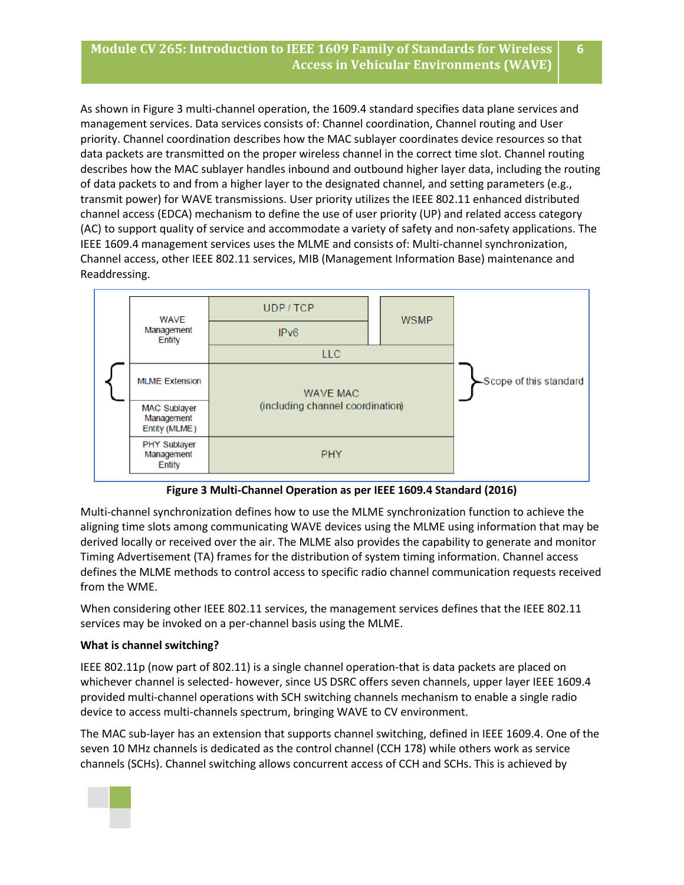As shown in Figure 3 multi-channel operation, the 1609.4 standard specifies data plane services and management services. Data services consists of: Channel coordination, Channel routing and User priority. Channel coordination describes how the MAC sublayer coordinates device resources so that data packets are transmitted on the proper wireless channel in the correct time slot. Channel routing describes how the MAC sublayer handles inbound and outbound higher layer data, including the routing of data packets to and from a higher layer to the designated channel, and setting parameters (e.g., transmit power) for WAVE transmissions. User priority utilizes the IEEE 802.11 enhanced distributed channel access (EDCA) mechanism to define the use of user priority (UP) and related access category (AC) to support quality of service and accommodate a variety of safety and non-safety applications. The IEEE 1609.4 management services uses the MLME and consists of: Multi-channel synchronization, Channel access, other IEEE 802.11 services, MIB (Management Information Base) maintenance and Readdressing.

| WAVE Management Entity | UDP / TCP | WSMP |
|---|---|---|
| | IPv6 | |
| | LLC | |
| MLME Extension | WAVE MAC (including channel coordination) | |
| MAC Sublayer Management Entity (MLME) | | |
| PHY Sublayer Management Entity | PHY | |

Scope of this standard: MLME Extension and MAC Sublayer Management Entity (MLME); WAVE MAC (including channel coordination)

**Figure 3 Multi-Channel Operation as per IEEE 1609.4 Standard (2016)**

Multi-channel synchronization defines how to use the MLME synchronization function to achieve the aligning time slots among communicating WAVE devices using the MLME using information that may be derived locally or received over the air. The MLME also provides the capability to generate and monitor Timing Advertisement (TA) frames for the distribution of system timing information. Channel access defines the MLME methods to control access to specific radio channel communication requests received from the WME.

When considering other IEEE 802.11 services, the management services defines that the IEEE 802.11 services may be invoked on a per-channel basis using the MLME.

**What is channel switching?**

IEEE 802.11p (now part of 802.11) is a single channel operation-that is data packets are placed on whichever channel is selected- however, since US DSRC offers seven channels, upper layer IEEE 1609.4 provided multi-channel operations with SCH switching channels mechanism to enable a single radio device to access multi-channels spectrum, bringing WAVE to CV environment.

The MAC sub-layer has an extension that supports channel switching, defined in IEEE 1609.4. One of the seven 10 MHz channels is dedicated as the control channel (CCH 178) while others work as service channels (SCHs). Channel switching allows concurrent access of CCH and SCHs. This is achieved by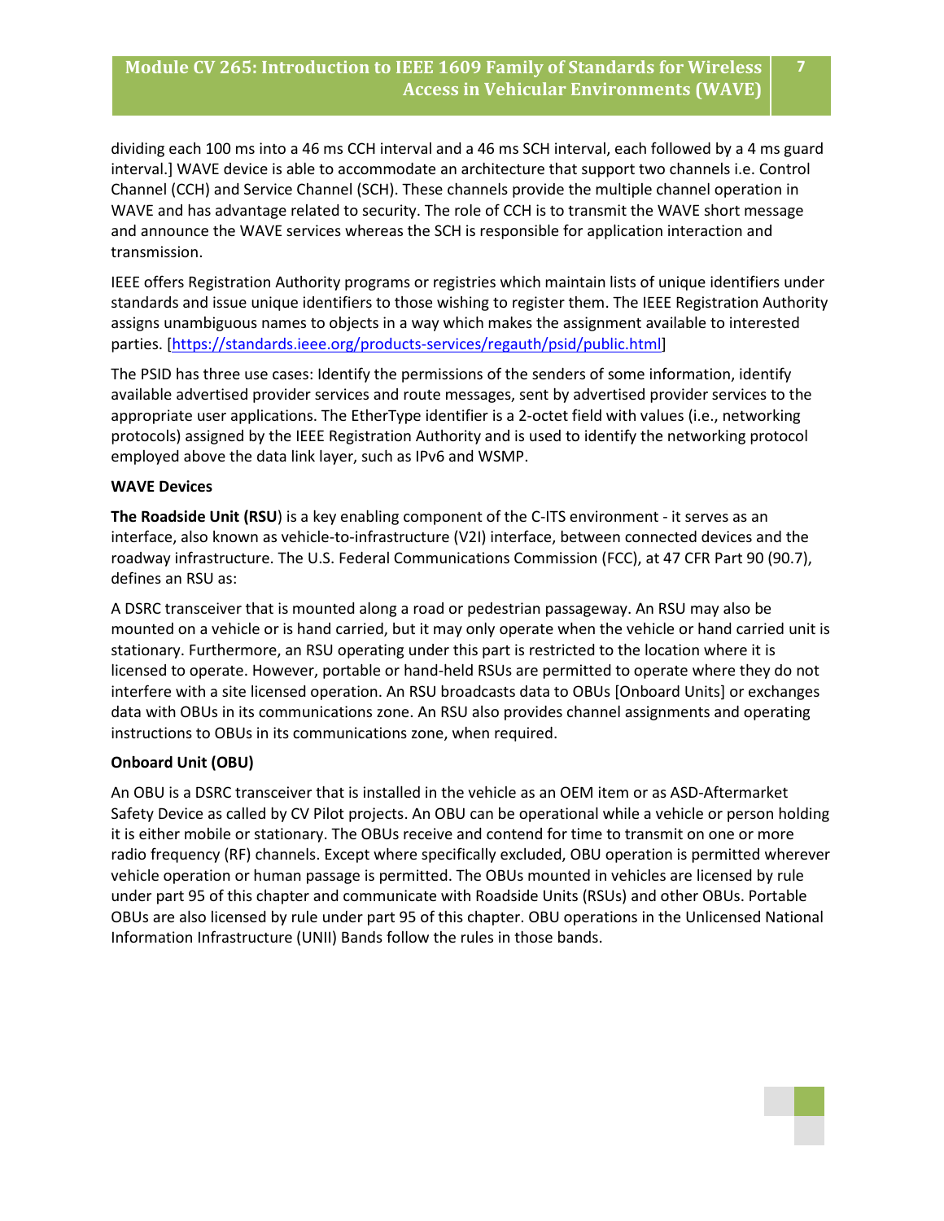dividing each 100 ms into a 46 ms CCH interval and a 46 ms SCH interval, each followed by a 4 ms guard interval.] WAVE device is able to accommodate an architecture that support two channels i.e. Control Channel (CCH) and Service Channel (SCH). These channels provide the multiple channel operation in WAVE and has advantage related to security. The role of CCH is to transmit the WAVE short message and announce the WAVE services whereas the SCH is responsible for application interaction and transmission.

IEEE offers Registration Authority programs or registries which maintain lists of unique identifiers under standards and issue unique identifiers to those wishing to register them. The IEEE Registration Authority assigns unambiguous names to objects in a way which makes the assignment available to interested parties. [https://standards.ieee.org/products-services/regauth/psid/public.html]

The PSID has three use cases: Identify the permissions of the senders of some information, identify available advertised provider services and route messages, sent by advertised provider services to the appropriate user applications. The EtherType identifier is a 2-octet field with values (i.e., networking protocols) assigned by the IEEE Registration Authority and is used to identify the networking protocol employed above the data link layer, such as IPv6 and WSMP.

**WAVE Devices**

**The Roadside Unit (RSU**) is a key enabling component of the C-ITS environment - it serves as an interface, also known as vehicle-to-infrastructure (V2I) interface, between connected devices and the roadway infrastructure. The U.S. Federal Communications Commission (FCC), at 47 CFR Part 90 (90.7), defines an RSU as:

A DSRC transceiver that is mounted along a road or pedestrian passageway. An RSU may also be mounted on a vehicle or is hand carried, but it may only operate when the vehicle or hand carried unit is stationary. Furthermore, an RSU operating under this part is restricted to the location where it is licensed to operate. However, portable or hand-held RSUs are permitted to operate where they do not interfere with a site licensed operation. An RSU broadcasts data to OBUs [Onboard Units] or exchanges data with OBUs in its communications zone. An RSU also provides channel assignments and operating instructions to OBUs in its communications zone, when required.

**Onboard Unit (OBU)**

An OBU is a DSRC transceiver that is installed in the vehicle as an OEM item or as ASD-Aftermarket Safety Device as called by CV Pilot projects. An OBU can be operational while a vehicle or person holding it is either mobile or stationary. The OBUs receive and contend for time to transmit on one or more radio frequency (RF) channels. Except where specifically excluded, OBU operation is permitted wherever vehicle operation or human passage is permitted. The OBUs mounted in vehicles are licensed by rule under part 95 of this chapter and communicate with Roadside Units (RSUs) and other OBUs. Portable OBUs are also licensed by rule under part 95 of this chapter. OBU operations in the Unlicensed National Information Infrastructure (UNII) Bands follow the rules in those bands.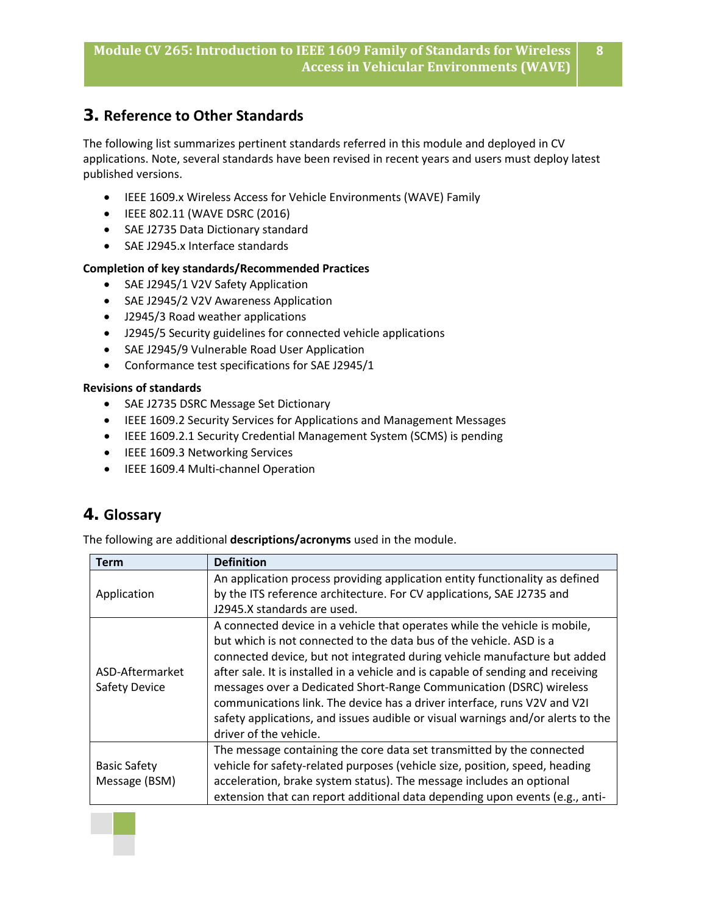## 3. Reference to Other Standards

The following list summarizes pertinent standards referred in this module and deployed in CV applications. Note, several standards have been revised in recent years and users must deploy latest published versions.

- IEEE 1609.x Wireless Access for Vehicle Environments (WAVE) Family
- IEEE 802.11 (WAVE DSRC (2016)
- SAE J2735 Data Dictionary standard
- SAE J2945.x Interface standards

**Completion of key standards/Recommended Practices**

- SAE J2945/1 V2V Safety Application
- SAE J2945/2 V2V Awareness Application
- J2945/3 Road weather applications
- J2945/5 Security guidelines for connected vehicle applications
- SAE J2945/9 Vulnerable Road User Application
- Conformance test specifications for SAE J2945/1

**Revisions of standards**

- SAE J2735 DSRC Message Set Dictionary
- IEEE 1609.2 Security Services for Applications and Management Messages
- IEEE 1609.2.1 Security Credential Management System (SCMS) is pending
- IEEE 1609.3 Networking Services
- IEEE 1609.4 Multi-channel Operation

## 4. Glossary

The following are additional **descriptions/acronyms** used in the module.

| Term | Definition |
|---|---|
| Application | An application process providing application entity functionality as defined by the ITS reference architecture. For CV applications, SAE J2735 and J2945.X standards are used. |
| ASD-Aftermarket Safety Device | A connected device in a vehicle that operates while the vehicle is mobile, but which is not connected to the data bus of the vehicle. ASD is a connected device, but not integrated during vehicle manufacture but added after sale. It is installed in a vehicle and is capable of sending and receiving messages over a Dedicated Short-Range Communication (DSRC) wireless communications link. The device has a driver interface, runs V2V and V2I safety applications, and issues audible or visual warnings and/or alerts to the driver of the vehicle. |
| Basic Safety Message (BSM) | The message containing the core data set transmitted by the connected vehicle for safety-related purposes (vehicle size, position, speed, heading acceleration, brake system status). The message includes an optional extension that can report additional data depending upon events (e.g., anti- |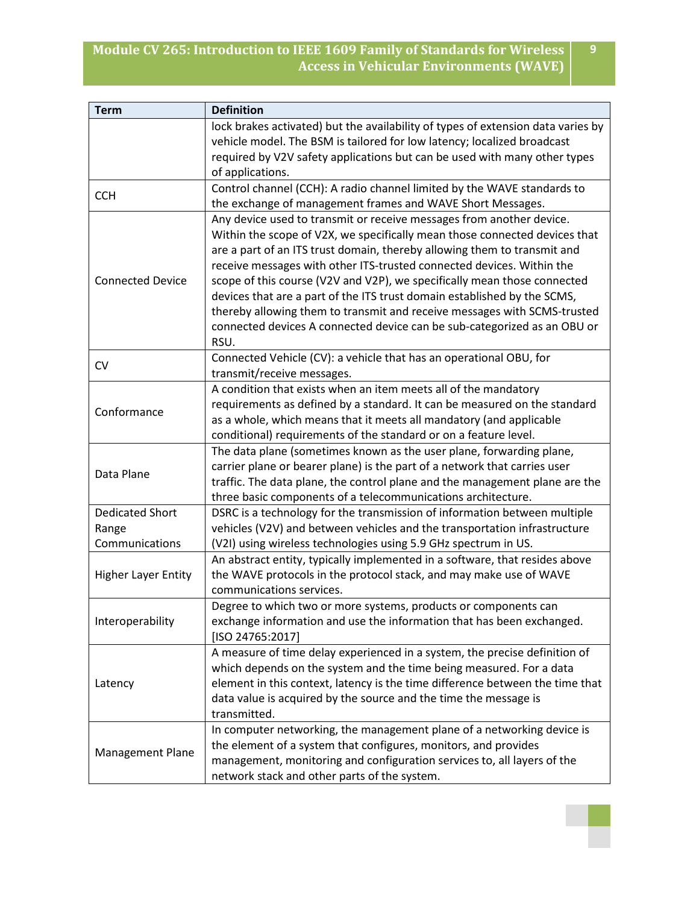| Term | Definition |
|---|---|
| | lock brakes activated) but the availability of types of extension data varies by vehicle model. The BSM is tailored for low latency; localized broadcast required by V2V safety applications but can be used with many other types of applications. |
| CCH | Control channel (CCH): A radio channel limited by the WAVE standards to the exchange of management frames and WAVE Short Messages. |
| Connected Device | Any device used to transmit or receive messages from another device. Within the scope of V2X, we specifically mean those connected devices that are a part of an ITS trust domain, thereby allowing them to transmit and receive messages with other ITS-trusted connected devices. Within the scope of this course (V2V and V2P), we specifically mean those connected devices that are a part of the ITS trust domain established by the SCMS, thereby allowing them to transmit and receive messages with SCMS-trusted connected devices A connected device can be sub-categorized as an OBU or RSU. |
| CV | Connected Vehicle (CV): a vehicle that has an operational OBU, for transmit/receive messages. |
| Conformance | A condition that exists when an item meets all of the mandatory requirements as defined by a standard. It can be measured on the standard as a whole, which means that it meets all mandatory (and applicable conditional) requirements of the standard or on a feature level. |
| Data Plane | The data plane (sometimes known as the user plane, forwarding plane, carrier plane or bearer plane) is the part of a network that carries user traffic. The data plane, the control plane and the management plane are the three basic components of a telecommunications architecture. |
| Dedicated Short Range Communications | DSRC is a technology for the transmission of information between multiple vehicles (V2V) and between vehicles and the transportation infrastructure (V2I) using wireless technologies using 5.9 GHz spectrum in US. |
| Higher Layer Entity | An abstract entity, typically implemented in a software, that resides above the WAVE protocols in the protocol stack, and may make use of WAVE communications services. |
| Interoperability | Degree to which two or more systems, products or components can exchange information and use the information that has been exchanged. [ISO 24765:2017] |
| Latency | A measure of time delay experienced in a system, the precise definition of which depends on the system and the time being measured. For a data element in this context, latency is the time difference between the time that data value is acquired by the source and the time the message is transmitted. |
| Management Plane | In computer networking, the management plane of a networking device is the element of a system that configures, monitors, and provides management, monitoring and configuration services to, all layers of the network stack and other parts of the system. |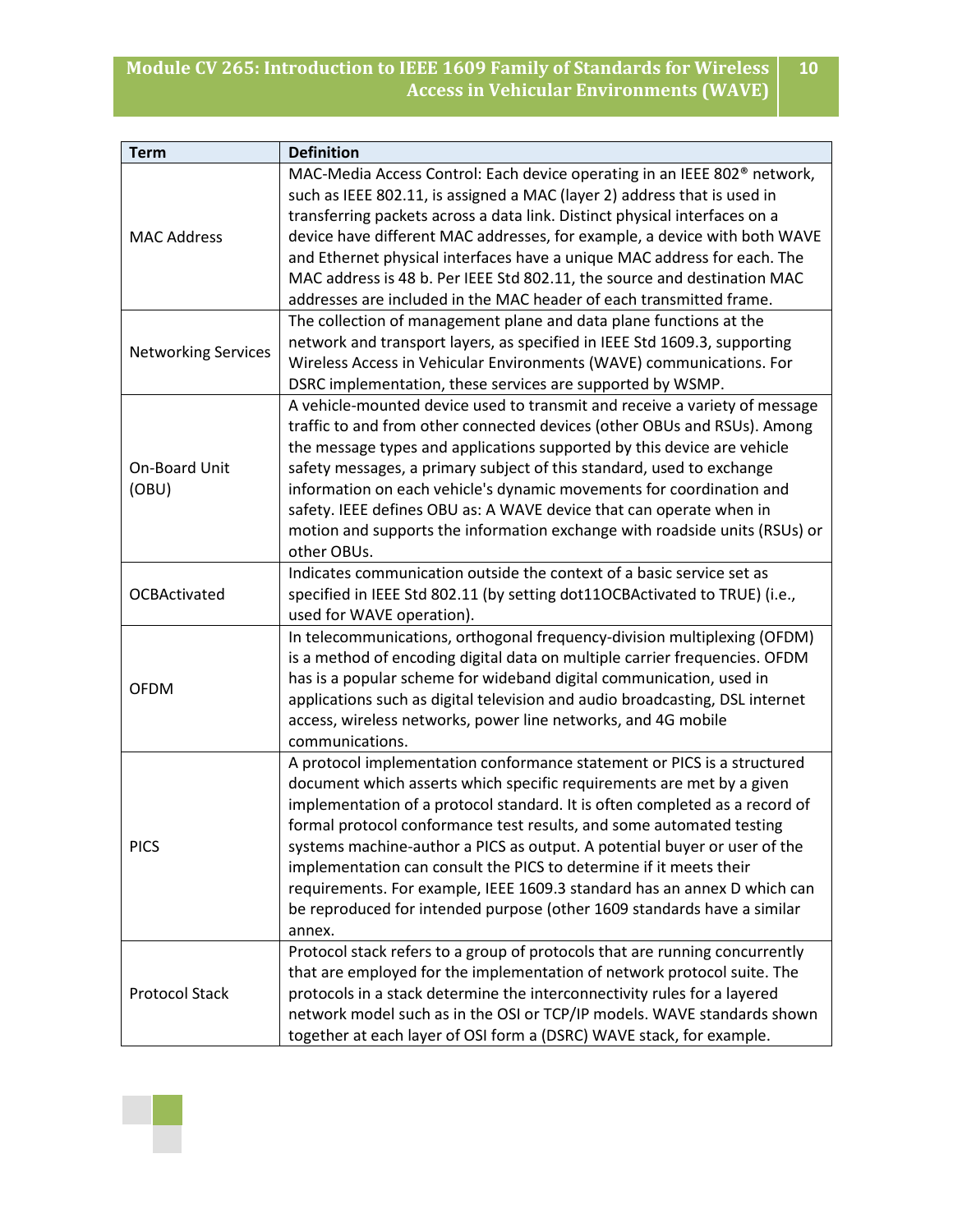| Term | Definition |
|---|---|
| MAC Address | MAC-Media Access Control: Each device operating in an IEEE 802® network, such as IEEE 802.11, is assigned a MAC (layer 2) address that is used in transferring packets across a data link. Distinct physical interfaces on a device have different MAC addresses, for example, a device with both WAVE and Ethernet physical interfaces have a unique MAC address for each. The MAC address is 48 b. Per IEEE Std 802.11, the source and destination MAC addresses are included in the MAC header of each transmitted frame. |
| Networking Services | The collection of management plane and data plane functions at the network and transport layers, as specified in IEEE Std 1609.3, supporting Wireless Access in Vehicular Environments (WAVE) communications. For DSRC implementation, these services are supported by WSMP. |
| On-Board Unit (OBU) | A vehicle-mounted device used to transmit and receive a variety of message traffic to and from other connected devices (other OBUs and RSUs). Among the message types and applications supported by this device are vehicle safety messages, a primary subject of this standard, used to exchange information on each vehicle's dynamic movements for coordination and safety. IEEE defines OBU as: A WAVE device that can operate when in motion and supports the information exchange with roadside units (RSUs) or other OBUs. |
| OCBActivated | Indicates communication outside the context of a basic service set as specified in IEEE Std 802.11 (by setting dot11OCBActivated to TRUE) (i.e., used for WAVE operation). |
| OFDM | In telecommunications, orthogonal frequency-division multiplexing (OFDM) is a method of encoding digital data on multiple carrier frequencies. OFDM has is a popular scheme for wideband digital communication, used in applications such as digital television and audio broadcasting, DSL internet access, wireless networks, power line networks, and 4G mobile communications. |
| PICS | A protocol implementation conformance statement or PICS is a structured document which asserts which specific requirements are met by a given implementation of a protocol standard. It is often completed as a record of formal protocol conformance test results, and some automated testing systems machine-author a PICS as output. A potential buyer or user of the implementation can consult the PICS to determine if it meets their requirements. For example, IEEE 1609.3 standard has an annex D which can be reproduced for intended purpose (other 1609 standards have a similar annex. |
| Protocol Stack | Protocol stack refers to a group of protocols that are running concurrently that are employed for the implementation of network protocol suite. The protocols in a stack determine the interconnectivity rules for a layered network model such as in the OSI or TCP/IP models. WAVE standards shown together at each layer of OSI form a (DSRC) WAVE stack, for example. |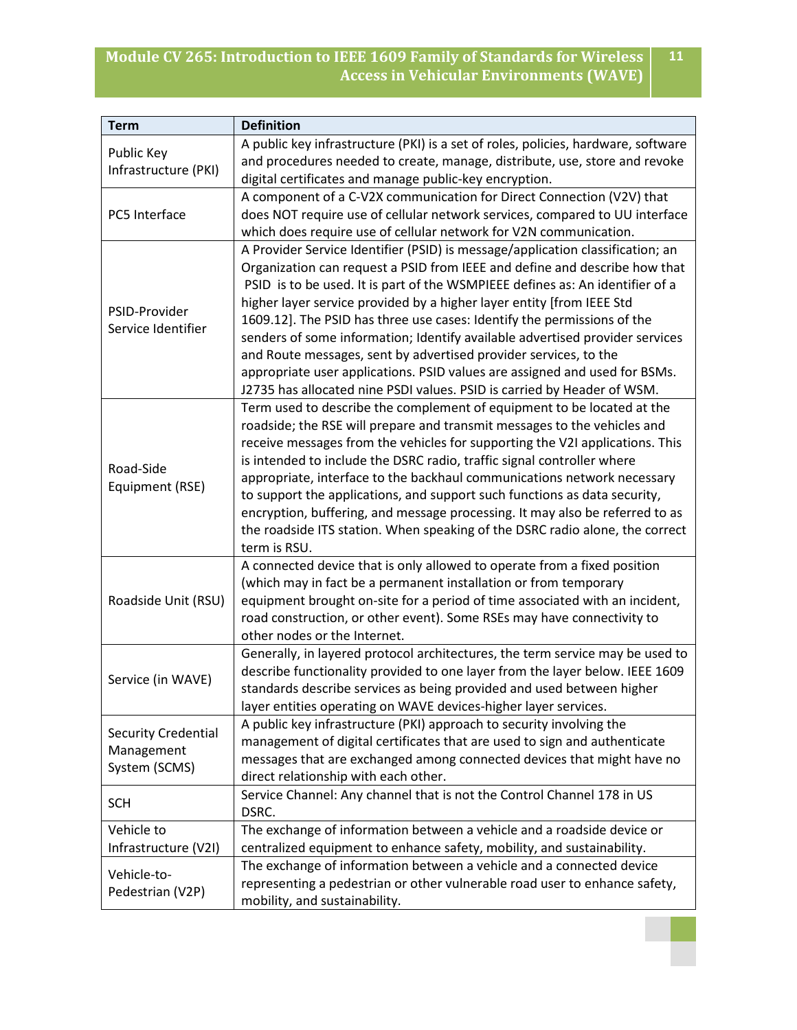| Term | Definition |
|---|---|
| Public Key Infrastructure (PKI) | A public key infrastructure (PKI) is a set of roles, policies, hardware, software and procedures needed to create, manage, distribute, use, store and revoke digital certificates and manage public-key encryption. |
| PC5 Interface | A component of a C-V2X communication for Direct Connection (V2V) that does NOT require use of cellular network services, compared to UU interface which does require use of cellular network for V2N communication. |
| PSID-Provider Service Identifier | A Provider Service Identifier (PSID) is message/application classification; an Organization can request a PSID from IEEE and define and describe how that PSID is to be used. It is part of the WSMPIEEE defines as: An identifier of a higher layer service provided by a higher layer entity [from IEEE Std 1609.12]. The PSID has three use cases: Identify the permissions of the senders of some information; Identify available advertised provider services and Route messages, sent by advertised provider services, to the appropriate user applications. PSID values are assigned and used for BSMs. J2735 has allocated nine PSDI values. PSID is carried by Header of WSM. |
| Road-Side Equipment (RSE) | Term used to describe the complement of equipment to be located at the roadside; the RSE will prepare and transmit messages to the vehicles and receive messages from the vehicles for supporting the V2I applications. This is intended to include the DSRC radio, traffic signal controller where appropriate, interface to the backhaul communications network necessary to support the applications, and support such functions as data security, encryption, buffering, and message processing. It may also be referred to as the roadside ITS station. When speaking of the DSRC radio alone, the correct term is RSU. |
| Roadside Unit (RSU) | A connected device that is only allowed to operate from a fixed position (which may in fact be a permanent installation or from temporary equipment brought on-site for a period of time associated with an incident, road construction, or other event). Some RSEs may have connectivity to other nodes or the Internet. |
| Service (in WAVE) | Generally, in layered protocol architectures, the term service may be used to describe functionality provided to one layer from the layer below. IEEE 1609 standards describe services as being provided and used between higher layer entities operating on WAVE devices-higher layer services. |
| Security Credential Management System (SCMS) | A public key infrastructure (PKI) approach to security involving the management of digital certificates that are used to sign and authenticate messages that are exchanged among connected devices that might have no direct relationship with each other. |
| SCH | Service Channel: Any channel that is not the Control Channel 178 in US DSRC. |
| Vehicle to Infrastructure (V2I) | The exchange of information between a vehicle and a roadside device or centralized equipment to enhance safety, mobility, and sustainability. |
| Vehicle-to-Pedestrian (V2P) | The exchange of information between a vehicle and a connected device representing a pedestrian or other vulnerable road user to enhance safety, mobility, and sustainability. |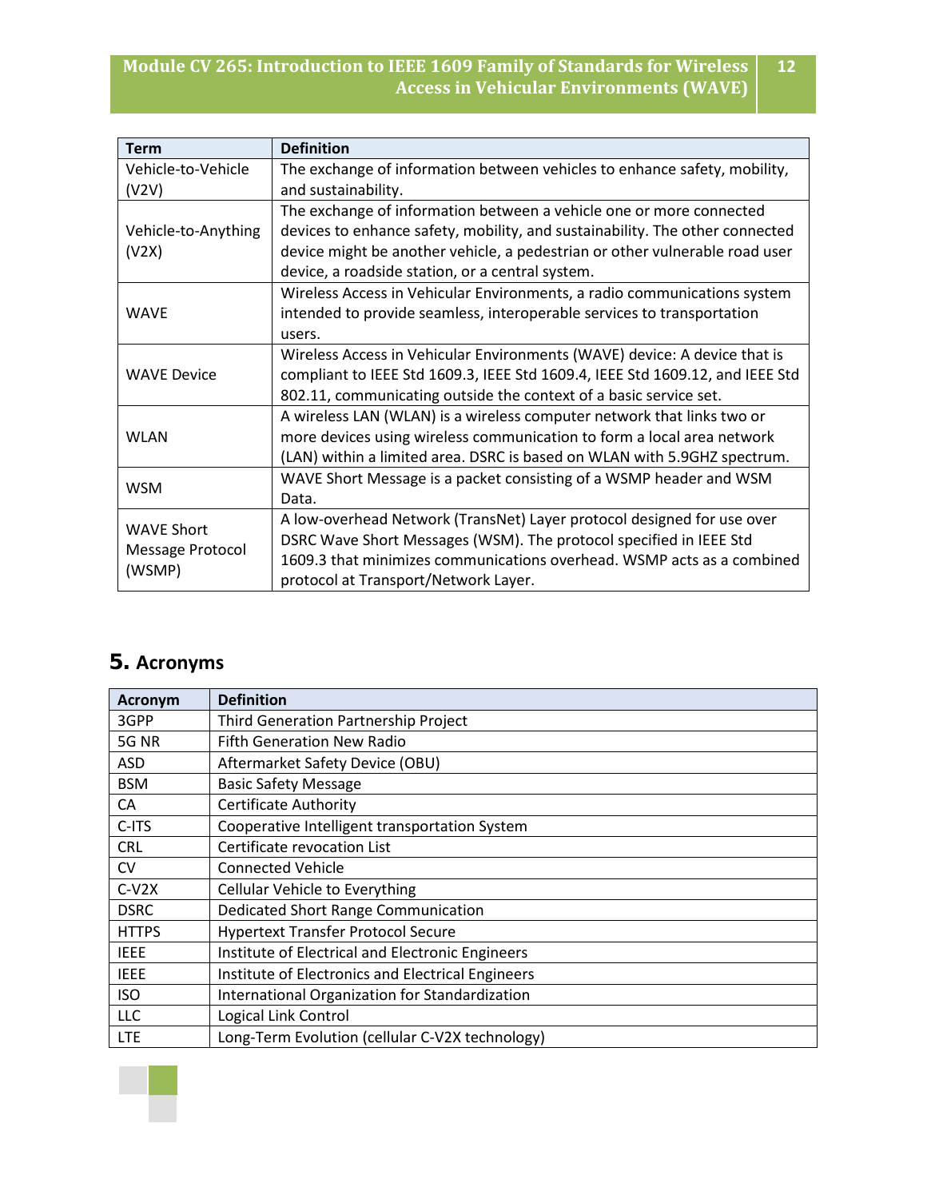| Term | Definition |
| --- | --- |
| Vehicle-to-Vehicle (V2V) | The exchange of information between vehicles to enhance safety, mobility, and sustainability. |
| Vehicle-to-Anything (V2X) | The exchange of information between a vehicle one or more connected devices to enhance safety, mobility, and sustainability. The other connected device might be another vehicle, a pedestrian or other vulnerable road user device, a roadside station, or a central system. |
| WAVE | Wireless Access in Vehicular Environments, a radio communications system intended to provide seamless, interoperable services to transportation users. |
| WAVE Device | Wireless Access in Vehicular Environments (WAVE) device: A device that is compliant to IEEE Std 1609.3, IEEE Std 1609.4, IEEE Std 1609.12, and IEEE Std 802.11, communicating outside the context of a basic service set. |
| WLAN | A wireless LAN (WLAN) is a wireless computer network that links two or more devices using wireless communication to form a local area network (LAN) within a limited area. DSRC is based on WLAN with 5.9GHZ spectrum. |
| WSM | WAVE Short Message is a packet consisting of a WSMP header and WSM Data. |
| WAVE Short Message Protocol (WSMP) | A low-overhead Network (TransNet) Layer protocol designed for use over DSRC Wave Short Messages (WSM). The protocol specified in IEEE Std 1609.3 that minimizes communications overhead. WSMP acts as a combined protocol at Transport/Network Layer. |

## 5. Acronyms

| Acronym | Definition |
| --- | --- |
| 3GPP | Third Generation Partnership Project |
| 5G NR | Fifth Generation New Radio |
| ASD | Aftermarket Safety Device (OBU) |
| BSM | Basic Safety Message |
| CA | Certificate Authority |
| C-ITS | Cooperative Intelligent transportation System |
| CRL | Certificate revocation List |
| CV | Connected Vehicle |
| C-V2X | Cellular Vehicle to Everything |
| DSRC | Dedicated Short Range Communication |
| HTTPS | Hypertext Transfer Protocol Secure |
| IEEE | Institute of Electrical and Electronic Engineers |
| IEEE | Institute of Electronics and Electrical Engineers |
| ISO | International Organization for Standardization |
| LLC | Logical Link Control |
| LTE | Long-Term Evolution (cellular C-V2X technology) |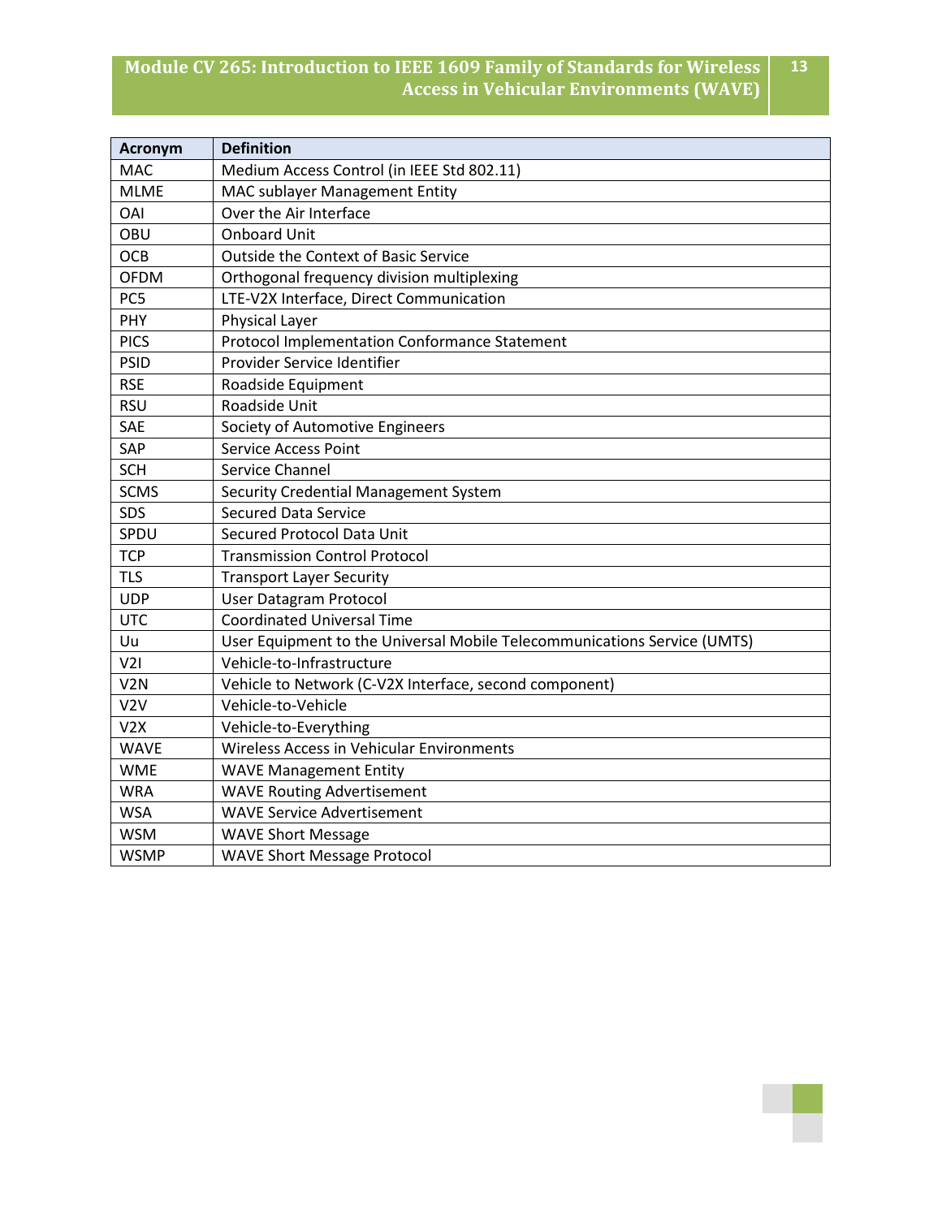| Acronym | Definition |
|---|---|
| MAC | Medium Access Control (in IEEE Std 802.11) |
| MLME | MAC sublayer Management Entity |
| OAI | Over the Air Interface |
| OBU | Onboard Unit |
| OCB | Outside the Context of Basic Service |
| OFDM | Orthogonal frequency division multiplexing |
| PC5 | LTE-V2X Interface, Direct Communication |
| PHY | Physical Layer |
| PICS | Protocol Implementation Conformance Statement |
| PSID | Provider Service Identifier |
| RSE | Roadside Equipment |
| RSU | Roadside Unit |
| SAE | Society of Automotive Engineers |
| SAP | Service Access Point |
| SCH | Service Channel |
| SCMS | Security Credential Management System |
| SDS | Secured Data Service |
| SPDU | Secured Protocol Data Unit |
| TCP | Transmission Control Protocol |
| TLS | Transport Layer Security |
| UDP | User Datagram Protocol |
| UTC | Coordinated Universal Time |
| Uu | User Equipment to the Universal Mobile Telecommunications Service (UMTS) |
| V2I | Vehicle-to-Infrastructure |
| V2N | Vehicle to Network (C-V2X Interface, second component) |
| V2V | Vehicle-to-Vehicle |
| V2X | Vehicle-to-Everything |
| WAVE | Wireless Access in Vehicular Environments |
| WME | WAVE Management Entity |
| WRA | WAVE Routing Advertisement |
| WSA | WAVE Service Advertisement |
| WSM | WAVE Short Message |
| WSMP | WAVE Short Message Protocol |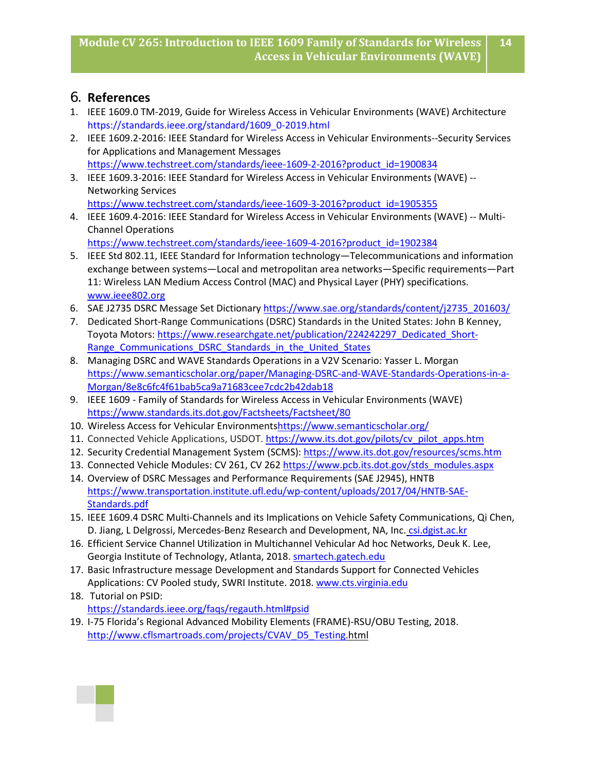## 6. References

1. IEEE 1609.0 TM-2019, Guide for Wireless Access in Vehicular Environments (WAVE) Architecture https://standards.ieee.org/standard/1609_0-2019.html
2. IEEE 1609.2-2016: IEEE Standard for Wireless Access in Vehicular Environments--Security Services for Applications and Management Messages https://www.techstreet.com/standards/ieee-1609-2-2016?product_id=1900834
3. IEEE 1609.3-2016: IEEE Standard for Wireless Access in Vehicular Environments (WAVE) -- Networking Services https://www.techstreet.com/standards/ieee-1609-3-2016?product_id=1905355
4. IEEE 1609.4-2016: IEEE Standard for Wireless Access in Vehicular Environments (WAVE) -- Multi-Channel Operations https://www.techstreet.com/standards/ieee-1609-4-2016?product_id=1902384
5. IEEE Std 802.11, IEEE Standard for Information technology—Telecommunications and information exchange between systems—Local and metropolitan area networks—Specific requirements—Part 11: Wireless LAN Medium Access Control (MAC) and Physical Layer (PHY) specifications. www.ieee802.org
6. SAE J2735 DSRC Message Set Dictionary https://www.sae.org/standards/content/j2735_201603/
7. Dedicated Short-Range Communications (DSRC) Standards in the United States: John B Kenney, Toyota Motors: https://www.researchgate.net/publication/224242297_Dedicated_Short-Range_Communications_DSRC_Standards_in_the_United_States
8. Managing DSRC and WAVE Standards Operations in a V2V Scenario: Yasser L. Morgan https://www.semanticscholar.org/paper/Managing-DSRC-and-WAVE-Standards-Operations-in-a-Morgan/8e8c6fc4f61bab5ca9a71683cee7cdc2b42dab18
9. IEEE 1609 - Family of Standards for Wireless Access in Vehicular Environments (WAVE) https://www.standards.its.dot.gov/Factsheets/Factsheet/80
10. Wireless Access for Vehicular Environmentshttps://www.semanticscholar.org/
11. Connected Vehicle Applications, USDOT. https://www.its.dot.gov/pilots/cv_pilot_apps.htm
12. Security Credential Management System (SCMS): https://www.its.dot.gov/resources/scms.htm
13. Connected Vehicle Modules: CV 261, CV 262 https://www.pcb.its.dot.gov/stds_modules.aspx
14. Overview of DSRC Messages and Performance Requirements (SAE J2945), HNTB https://www.transportation.institute.ufl.edu/wp-content/uploads/2017/04/HNTB-SAE-Standards.pdf
15. IEEE 1609.4 DSRC Multi-Channels and its Implications on Vehicle Safety Communications, Qi Chen, D. Jiang, L Delgrossi, Mercedes-Benz Research and Development, NA, Inc. csi.dgist.ac.kr
16. Efficient Service Channel Utilization in Multichannel Vehicular Ad hoc Networks, Deuk K. Lee, Georgia Institute of Technology, Atlanta, 2018. smartech.gatech.edu
17. Basic Infrastructure message Development and Standards Support for Connected Vehicles Applications: CV Pooled study, SWRI Institute. 2018. www.cts.virginia.edu
18. Tutorial on PSID: https://standards.ieee.org/faqs/regauth.html#psid
19. I-75 Florida's Regional Advanced Mobility Elements (FRAME)-RSU/OBU Testing, 2018. http://www.cflsmartroads.com/projects/CVAV_D5_Testing.html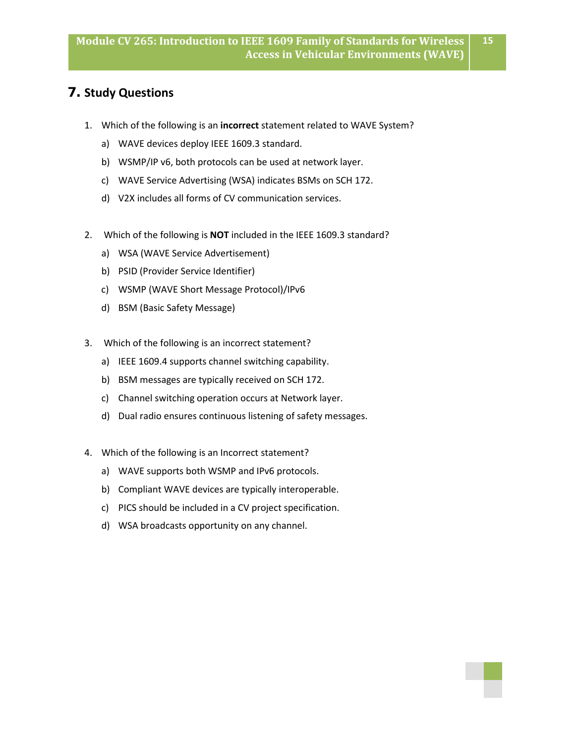# 7. Study Questions

1. Which of the following is an **incorrect** statement related to WAVE System?
   a) WAVE devices deploy IEEE 1609.3 standard.
   b) WSMP/IP v6, both protocols can be used at network layer.
   c) WAVE Service Advertising (WSA) indicates BSMs on SCH 172.
   d) V2X includes all forms of CV communication services.

2. Which of the following is **NOT** included in the IEEE 1609.3 standard?
   a) WSA (WAVE Service Advertisement)
   b) PSID (Provider Service Identifier)
   c) WSMP (WAVE Short Message Protocol)/IPv6
   d) BSM (Basic Safety Message)

3. Which of the following is an incorrect statement?
   a) IEEE 1609.4 supports channel switching capability.
   b) BSM messages are typically received on SCH 172.
   c) Channel switching operation occurs at Network layer.
   d) Dual radio ensures continuous listening of safety messages.

4. Which of the following is an Incorrect statement?
   a) WAVE supports both WSMP and IPv6 protocols.
   b) Compliant WAVE devices are typically interoperable.
   c) PICS should be included in a CV project specification.
   d) WSA broadcasts opportunity on any channel.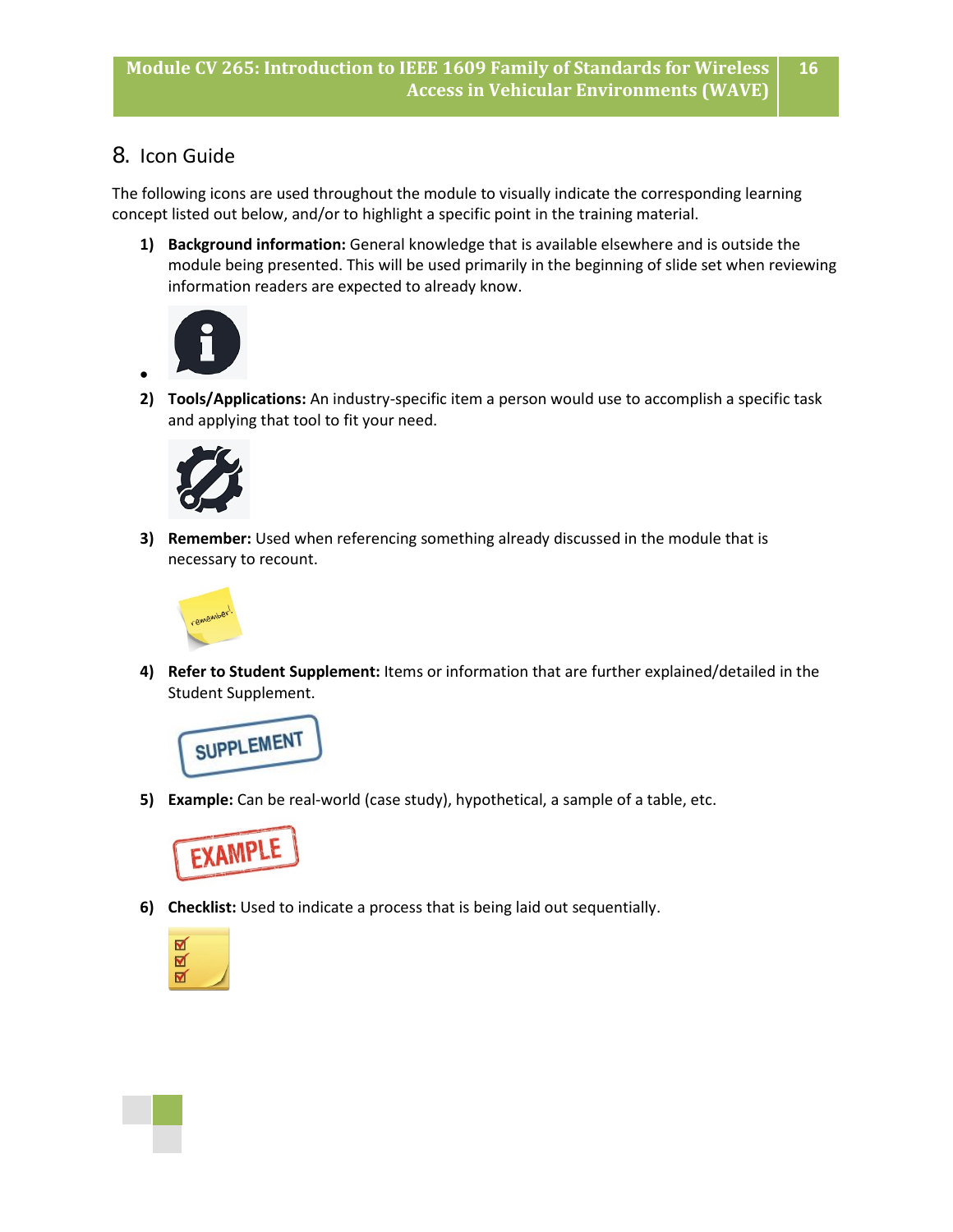## 8. Icon Guide

The following icons are used throughout the module to visually indicate the corresponding learning concept listed out below, and/or to highlight a specific point in the training material.

1) **Background information:** General knowledge that is available elsewhere and is outside the module being presented. This will be used primarily in the beginning of slide set when reviewing information readers are expected to already know.

2) **Tools/Applications:** An industry-specific item a person would use to accomplish a specific task and applying that tool to fit your need.

3) **Remember:** Used when referencing something already discussed in the module that is necessary to recount.

4) **Refer to Student Supplement:** Items or information that are further explained/detailed in the Student Supplement.

5) **Example:** Can be real-world (case study), hypothetical, a sample of a table, etc.

6) **Checklist:** Used to indicate a process that is being laid out sequentially.